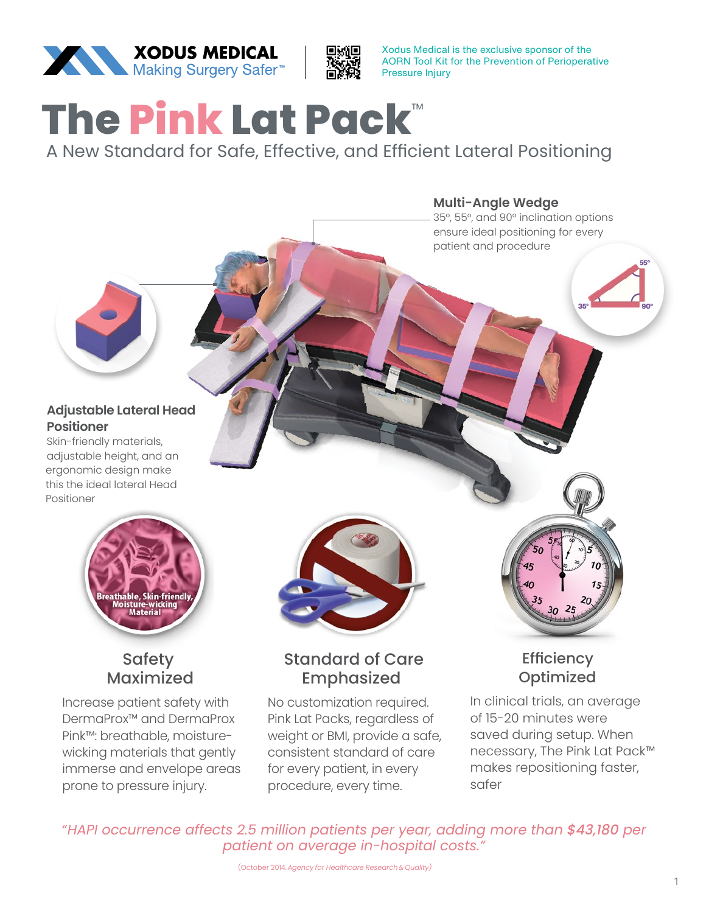XODUS MEDICAL
Making Surgery Safer™

Xodus Medical is the exclusive sponsor of the AORN Tool Kit for the Prevention of Perioperative Pressure Injury

# The Pink Lat Pack™

## A New Standard for Safe, Effective, and Efficient Lateral Positioning

**Multi-Angle Wedge**
35º, 55º, and 90º inclination options ensure ideal positioning for every patient and procedure

**Adjustable Lateral Head Positioner**
Skin-friendly materials, adjustable height, and an ergonomic design make this the ideal lateral Head Positioner

### Safety Maximized

Increase patient safety with DermaProx™ and DermaProx Pink™: breathable, moisture-wicking materials that gently immerse and envelope areas prone to pressure injury.

### Standard of Care Emphasized

No customization required. Pink Lat Packs, regardless of weight or BMI, provide a safe, consistent standard of care for every patient, in every procedure, every time.

### Efficiency Optimized

In clinical trials, an average of 15-20 minutes were saved during setup. When necessary, The Pink Lat Pack™ makes repositioning faster, safer

*"HAPI occurrence affects 2.5 million patients per year, adding more than **$43,180** per patient on average in-hospital costs."*

(October 2014. *Agency for Healthcare Research & Quality*)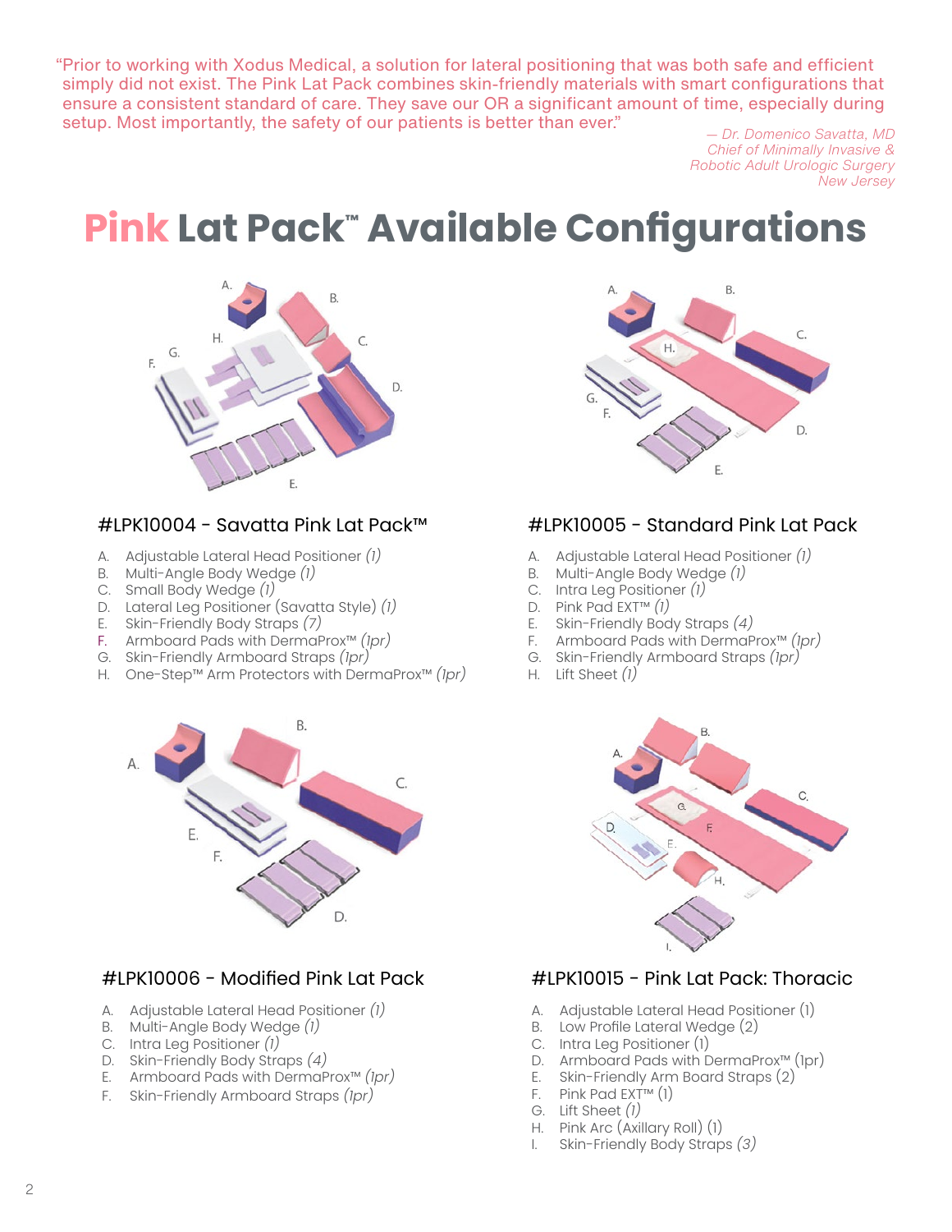"Prior to working with Xodus Medical, a solution for lateral positioning that was both safe and efficient simply did not exist. The Pink Lat Pack combines skin-friendly materials with smart configurations that ensure a consistent standard of care. They save our OR a significant amount of time, especially during setup. Most importantly, the safety of our patients is better than ever."

*— Dr. Domenico Savatta, MD*
*Chief of Minimally Invasive &*
*Robotic Adult Urologic Surgery*
*New Jersey*

# Pink Lat Pack™ Available Configurations

### #LPK10004 - Savatta Pink Lat Pack™

A. Adjustable Lateral Head Positioner *(1)*
B. Multi-Angle Body Wedge *(1)*
C. Small Body Wedge *(1)*
D. Lateral Leg Positioner (Savatta Style) *(1)*
E. Skin-Friendly Body Straps *(7)*
F. Armboard Pads with DermaProx™ *(1pr)*
G. Skin-Friendly Armboard Straps *(1pr)*
H. One-Step™ Arm Protectors with DermaProx™ *(1pr)*

### #LPK10005 - Standard Pink Lat Pack

A. Adjustable Lateral Head Positioner *(1)*
B. Multi-Angle Body Wedge *(1)*
C. Intra Leg Positioner *(1)*
D. Pink Pad EXT™ *(1)*
E. Skin-Friendly Body Straps *(4)*
F. Armboard Pads with DermaProx™ *(1pr)*
G. Skin-Friendly Armboard Straps *(1pr)*
H. Lift Sheet *(1)*

### #LPK10006 - Modified Pink Lat Pack

A. Adjustable Lateral Head Positioner *(1)*
B. Multi-Angle Body Wedge *(1)*
C. Intra Leg Positioner *(1)*
D. Skin-Friendly Body Straps *(4)*
E. Armboard Pads with DermaProx™ *(1pr)*
F. Skin-Friendly Armboard Straps *(1pr)*

### #LPK10015 - Pink Lat Pack: Thoracic

A. Adjustable Lateral Head Positioner (1)
B. Low Profile Lateral Wedge (2)
C. Intra Leg Positioner (1)
D. Armboard Pads with DermaProx™ (1pr)
E. Skin-Friendly Arm Board Straps (2)
F. Pink Pad EXT™ (1)
G. Lift Sheet *(1)*
H. Pink Arc (Axillary Roll) (1)
I. Skin-Friendly Body Straps *(3)*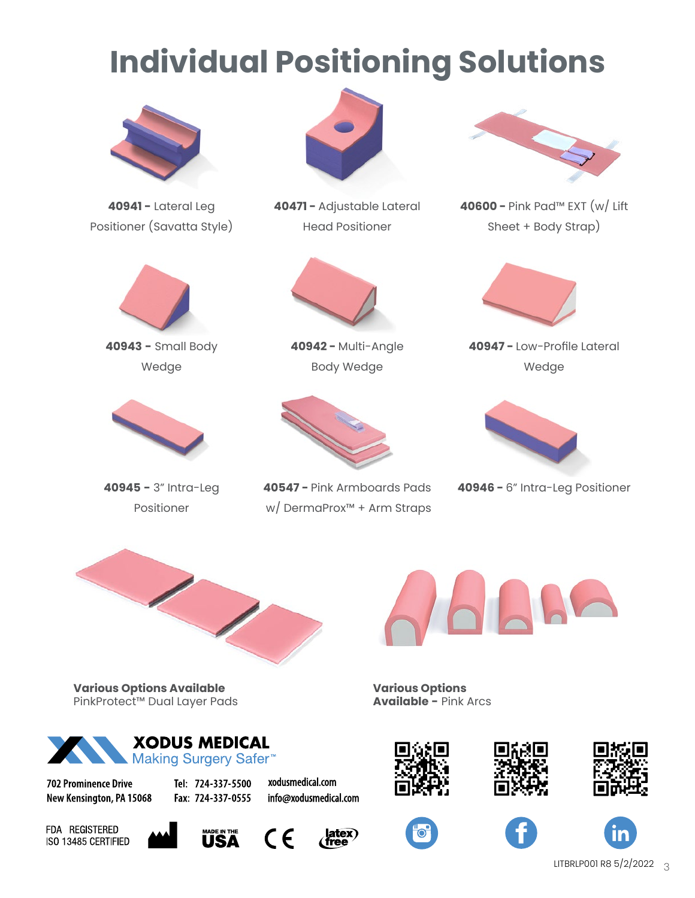# Individual Positioning Solutions

**40941 -** Lateral Leg Positioner (Savatta Style)

**40471 -** Adjustable Lateral Head Positioner

**40600 -** Pink Pad™ EXT (w/ Lift Sheet + Body Strap)

**40943 -** Small Body Wedge

**40942 -** Multi-Angle Body Wedge

**40947 -** Low-Profile Lateral Wedge

**40945 -** 3" Intra-Leg Positioner

**40547 -** Pink Armboards Pads w/ DermaProx™ + Arm Straps

**40946 -** 6" Intra-Leg Positioner

**Various Options Available**
PinkProtect™ Dual Layer Pads

**Various Options Available -** Pink Arcs

**XODUS MEDICAL**
Making Surgery Safer™

702 Prominence Drive
New Kensington, PA 15068

Tel: 724-337-5500
Fax: 724-337-0555

xodusmedical.com
info@xodusmedical.com

FDA REGISTERED
ISO 13485 CERTIFIED

MADE IN THE USA

CE

latex free

LITBRLP001 R8 5/2/2022